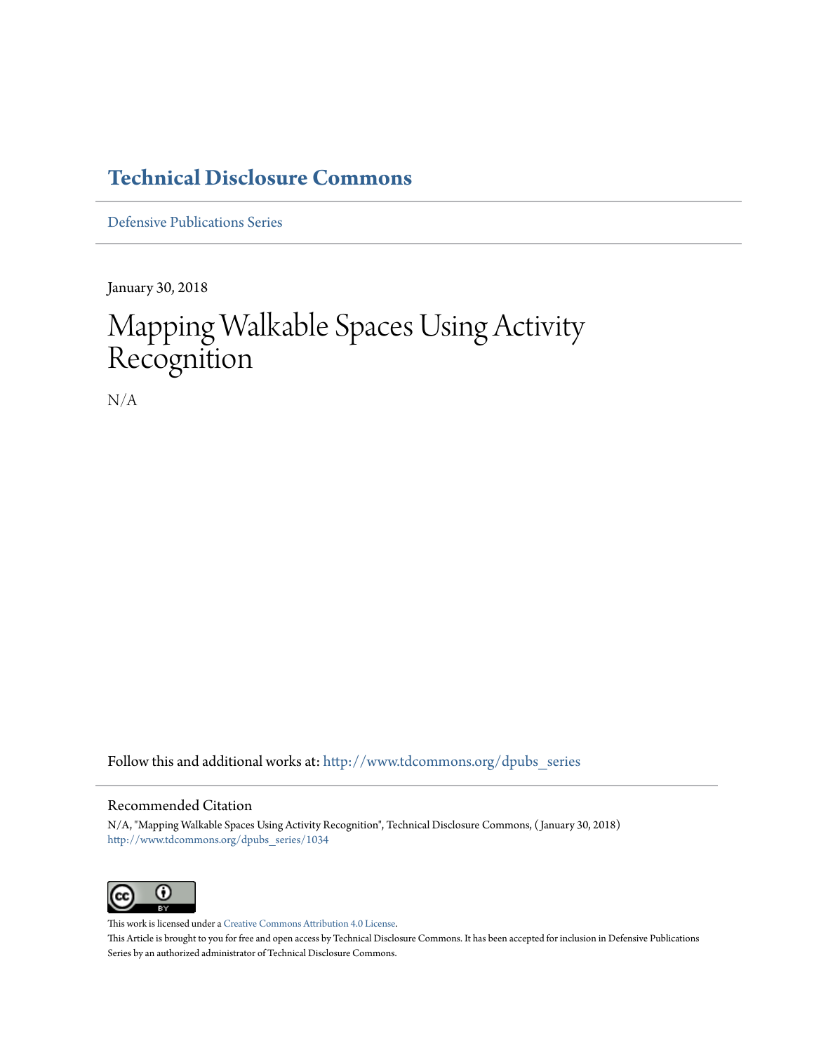# Technical Disclosure Commons

Defensive Publications Series

January 30, 2018

# Mapping Walkable Spaces Using Activity Recognition

N/A

Follow this and additional works at: http://www.tdcommons.org/dpubs_series

## Recommended Citation

N/A, "Mapping Walkable Spaces Using Activity Recognition", Technical Disclosure Commons, (January 30, 2018)
http://www.tdcommons.org/dpubs_series/1034

This work is licensed under a Creative Commons Attribution 4.0 License.

This Article is brought to you for free and open access by Technical Disclosure Commons. It has been accepted for inclusion in Defensive Publications Series by an authorized administrator of Technical Disclosure Commons.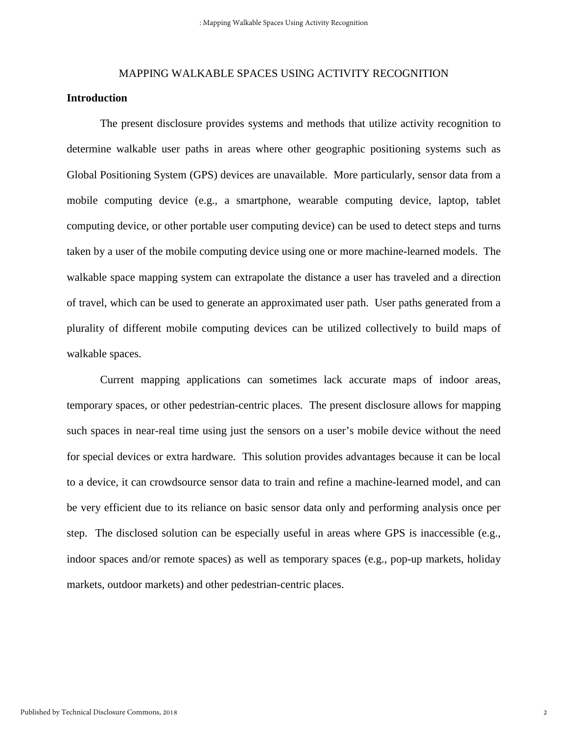MAPPING WALKABLE SPACES USING ACTIVITY RECOGNITION

## Introduction

The present disclosure provides systems and methods that utilize activity recognition to determine walkable user paths in areas where other geographic positioning systems such as Global Positioning System (GPS) devices are unavailable. More particularly, sensor data from a mobile computing device (e.g., a smartphone, wearable computing device, laptop, tablet computing device, or other portable user computing device) can be used to detect steps and turns taken by a user of the mobile computing device using one or more machine-learned models. The walkable space mapping system can extrapolate the distance a user has traveled and a direction of travel, which can be used to generate an approximated user path. User paths generated from a plurality of different mobile computing devices can be utilized collectively to build maps of walkable spaces.

Current mapping applications can sometimes lack accurate maps of indoor areas, temporary spaces, or other pedestrian-centric places. The present disclosure allows for mapping such spaces in near-real time using just the sensors on a user's mobile device without the need for special devices or extra hardware. This solution provides advantages because it can be local to a device, it can crowdsource sensor data to train and refine a machine-learned model, and can be very efficient due to its reliance on basic sensor data only and performing analysis once per step. The disclosed solution can be especially useful in areas where GPS is inaccessible (e.g., indoor spaces and/or remote spaces) as well as temporary spaces (e.g., pop-up markets, holiday markets, outdoor markets) and other pedestrian-centric places.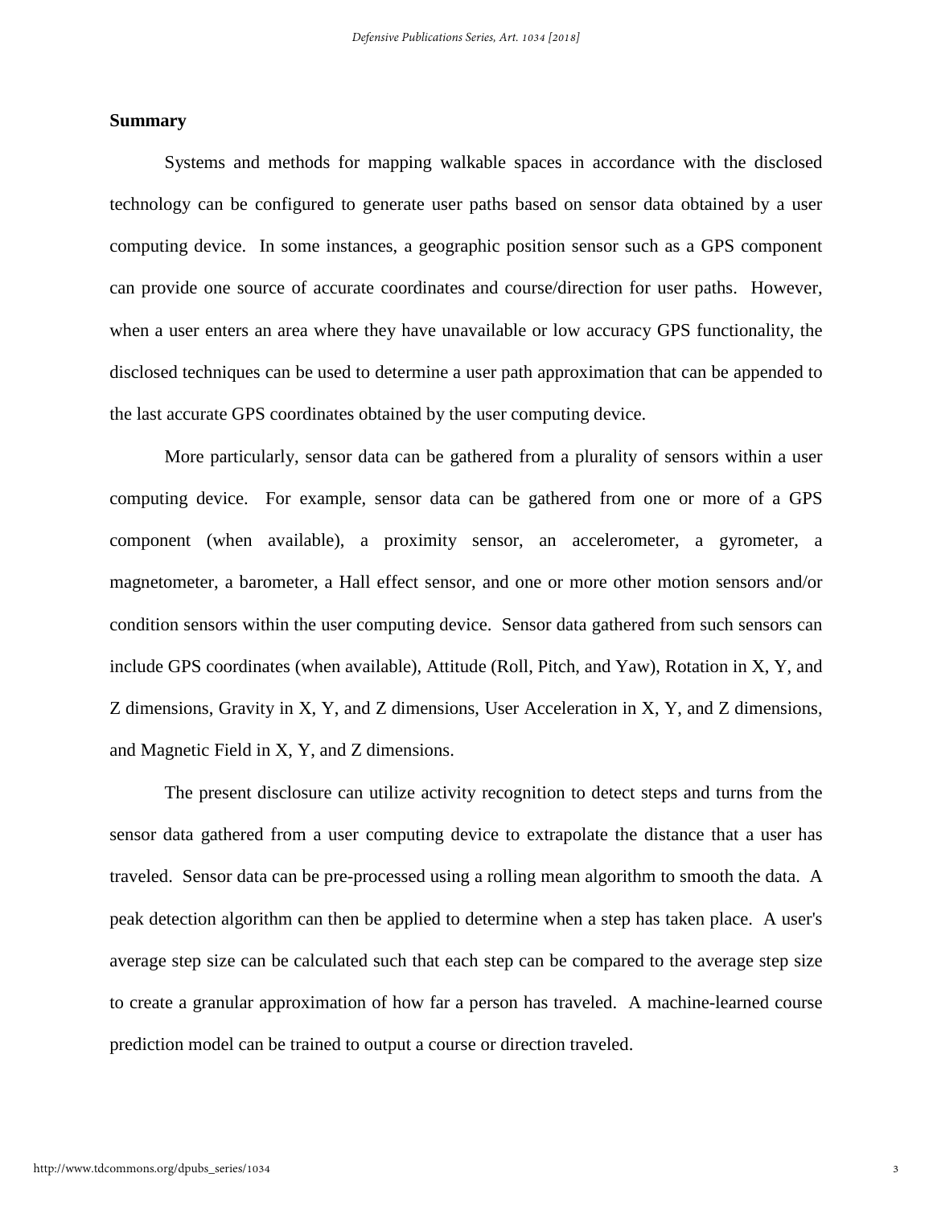**Summary**

Systems and methods for mapping walkable spaces in accordance with the disclosed technology can be configured to generate user paths based on sensor data obtained by a user computing device. In some instances, a geographic position sensor such as a GPS component can provide one source of accurate coordinates and course/direction for user paths. However, when a user enters an area where they have unavailable or low accuracy GPS functionality, the disclosed techniques can be used to determine a user path approximation that can be appended to the last accurate GPS coordinates obtained by the user computing device.

More particularly, sensor data can be gathered from a plurality of sensors within a user computing device. For example, sensor data can be gathered from one or more of a GPS component (when available), a proximity sensor, an accelerometer, a gyrometer, a magnetometer, a barometer, a Hall effect sensor, and one or more other motion sensors and/or condition sensors within the user computing device. Sensor data gathered from such sensors can include GPS coordinates (when available), Attitude (Roll, Pitch, and Yaw), Rotation in X, Y, and Z dimensions, Gravity in X, Y, and Z dimensions, User Acceleration in X, Y, and Z dimensions, and Magnetic Field in X, Y, and Z dimensions.

The present disclosure can utilize activity recognition to detect steps and turns from the sensor data gathered from a user computing device to extrapolate the distance that a user has traveled. Sensor data can be pre-processed using a rolling mean algorithm to smooth the data. A peak detection algorithm can then be applied to determine when a step has taken place. A user's average step size can be calculated such that each step can be compared to the average step size to create a granular approximation of how far a person has traveled. A machine-learned course prediction model can be trained to output a course or direction traveled.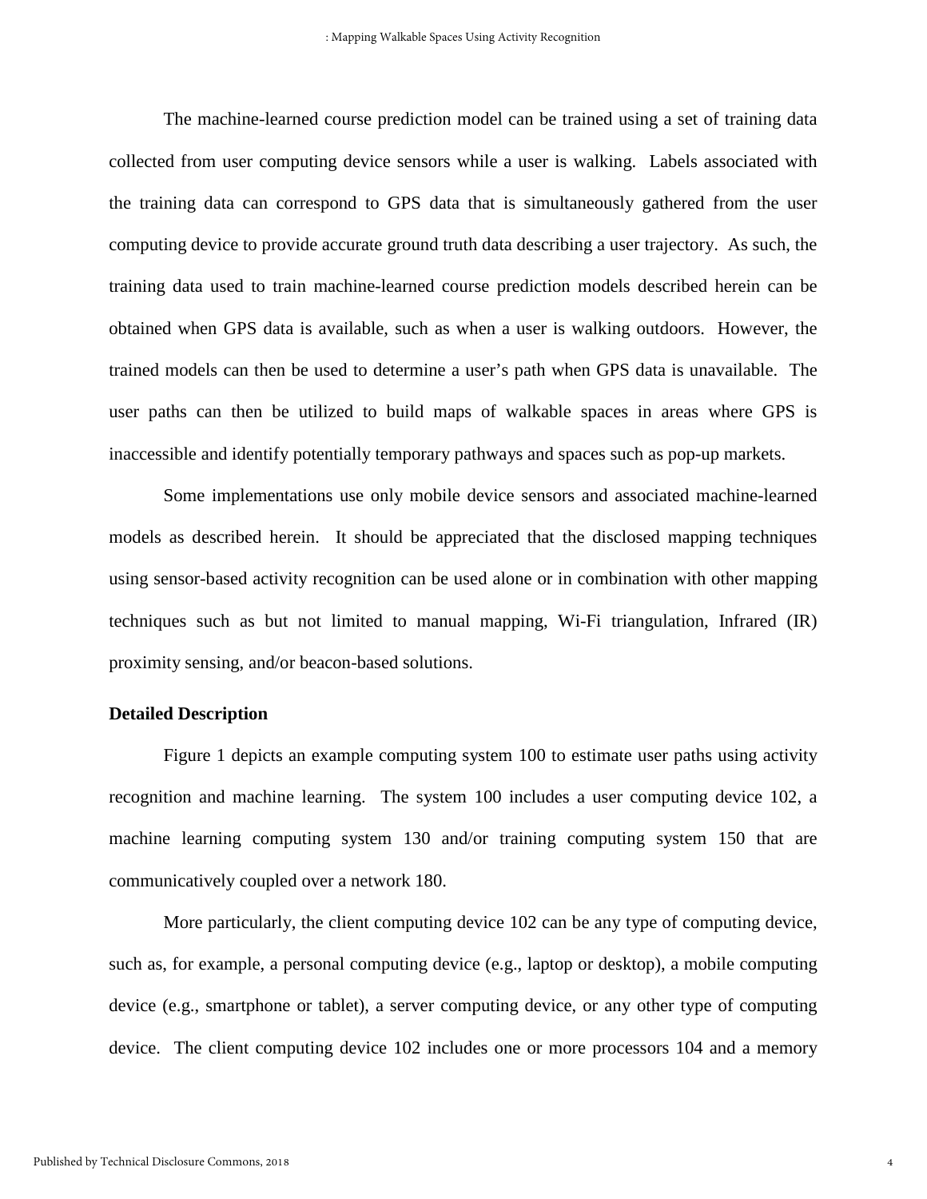The machine-learned course prediction model can be trained using a set of training data collected from user computing device sensors while a user is walking. Labels associated with the training data can correspond to GPS data that is simultaneously gathered from the user computing device to provide accurate ground truth data describing a user trajectory. As such, the training data used to train machine-learned course prediction models described herein can be obtained when GPS data is available, such as when a user is walking outdoors. However, the trained models can then be used to determine a user's path when GPS data is unavailable. The user paths can then be utilized to build maps of walkable spaces in areas where GPS is inaccessible and identify potentially temporary pathways and spaces such as pop-up markets.

Some implementations use only mobile device sensors and associated machine-learned models as described herein. It should be appreciated that the disclosed mapping techniques using sensor-based activity recognition can be used alone or in combination with other mapping techniques such as but not limited to manual mapping, Wi-Fi triangulation, Infrared (IR) proximity sensing, and/or beacon-based solutions.

**Detailed Description**

Figure 1 depicts an example computing system 100 to estimate user paths using activity recognition and machine learning. The system 100 includes a user computing device 102, a machine learning computing system 130 and/or training computing system 150 that are communicatively coupled over a network 180.

More particularly, the client computing device 102 can be any type of computing device, such as, for example, a personal computing device (e.g., laptop or desktop), a mobile computing device (e.g., smartphone or tablet), a server computing device, or any other type of computing device. The client computing device 102 includes one or more processors 104 and a memory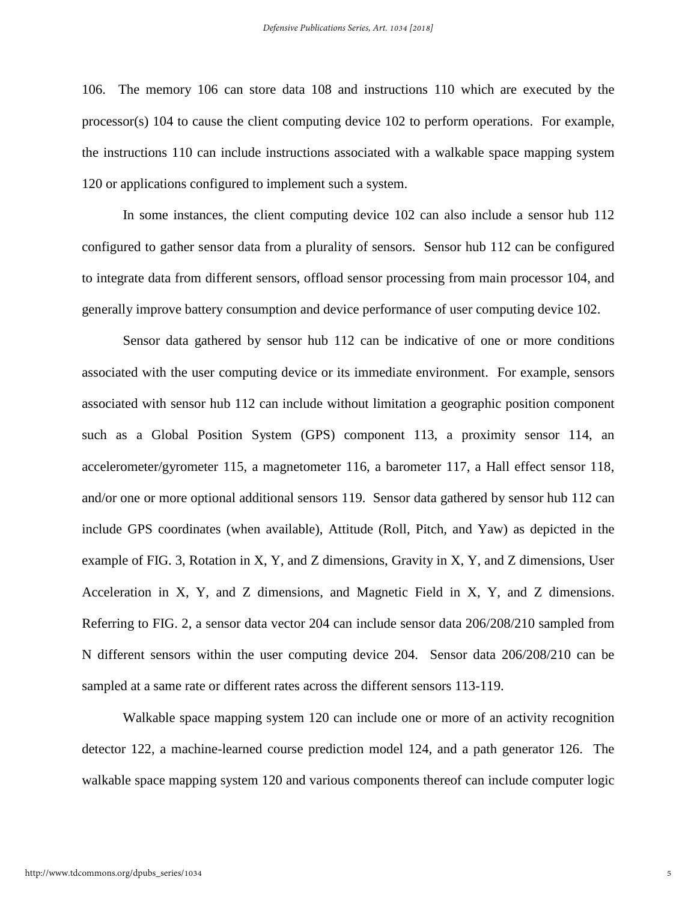106. The memory 106 can store data 108 and instructions 110 which are executed by the processor(s) 104 to cause the client computing device 102 to perform operations. For example, the instructions 110 can include instructions associated with a walkable space mapping system 120 or applications configured to implement such a system.

In some instances, the client computing device 102 can also include a sensor hub 112 configured to gather sensor data from a plurality of sensors. Sensor hub 112 can be configured to integrate data from different sensors, offload sensor processing from main processor 104, and generally improve battery consumption and device performance of user computing device 102.

Sensor data gathered by sensor hub 112 can be indicative of one or more conditions associated with the user computing device or its immediate environment. For example, sensors associated with sensor hub 112 can include without limitation a geographic position component such as a Global Position System (GPS) component 113, a proximity sensor 114, an accelerometer/gyrometer 115, a magnetometer 116, a barometer 117, a Hall effect sensor 118, and/or one or more optional additional sensors 119. Sensor data gathered by sensor hub 112 can include GPS coordinates (when available), Attitude (Roll, Pitch, and Yaw) as depicted in the example of FIG. 3, Rotation in X, Y, and Z dimensions, Gravity in X, Y, and Z dimensions, User Acceleration in X, Y, and Z dimensions, and Magnetic Field in X, Y, and Z dimensions. Referring to FIG. 2, a sensor data vector 204 can include sensor data 206/208/210 sampled from N different sensors within the user computing device 204. Sensor data 206/208/210 can be sampled at a same rate or different rates across the different sensors 113-119.

Walkable space mapping system 120 can include one or more of an activity recognition detector 122, a machine-learned course prediction model 124, and a path generator 126. The walkable space mapping system 120 and various components thereof can include computer logic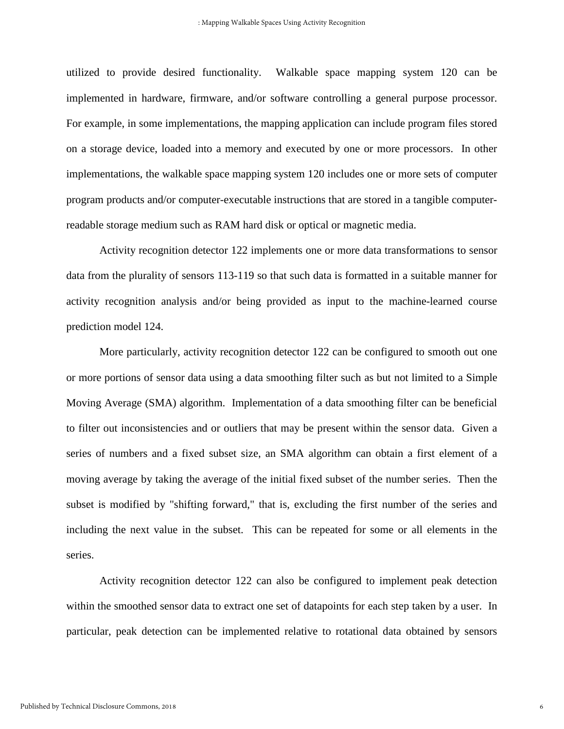utilized to provide desired functionality. Walkable space mapping system 120 can be implemented in hardware, firmware, and/or software controlling a general purpose processor. For example, in some implementations, the mapping application can include program files stored on a storage device, loaded into a memory and executed by one or more processors. In other implementations, the walkable space mapping system 120 includes one or more sets of computer program products and/or computer-executable instructions that are stored in a tangible computer-readable storage medium such as RAM hard disk or optical or magnetic media.

Activity recognition detector 122 implements one or more data transformations to sensor data from the plurality of sensors 113-119 so that such data is formatted in a suitable manner for activity recognition analysis and/or being provided as input to the machine-learned course prediction model 124.

More particularly, activity recognition detector 122 can be configured to smooth out one or more portions of sensor data using a data smoothing filter such as but not limited to a Simple Moving Average (SMA) algorithm. Implementation of a data smoothing filter can be beneficial to filter out inconsistencies and or outliers that may be present within the sensor data. Given a series of numbers and a fixed subset size, an SMA algorithm can obtain a first element of a moving average by taking the average of the initial fixed subset of the number series. Then the subset is modified by "shifting forward," that is, excluding the first number of the series and including the next value in the subset. This can be repeated for some or all elements in the series.

Activity recognition detector 122 can also be configured to implement peak detection within the smoothed sensor data to extract one set of datapoints for each step taken by a user. In particular, peak detection can be implemented relative to rotational data obtained by sensors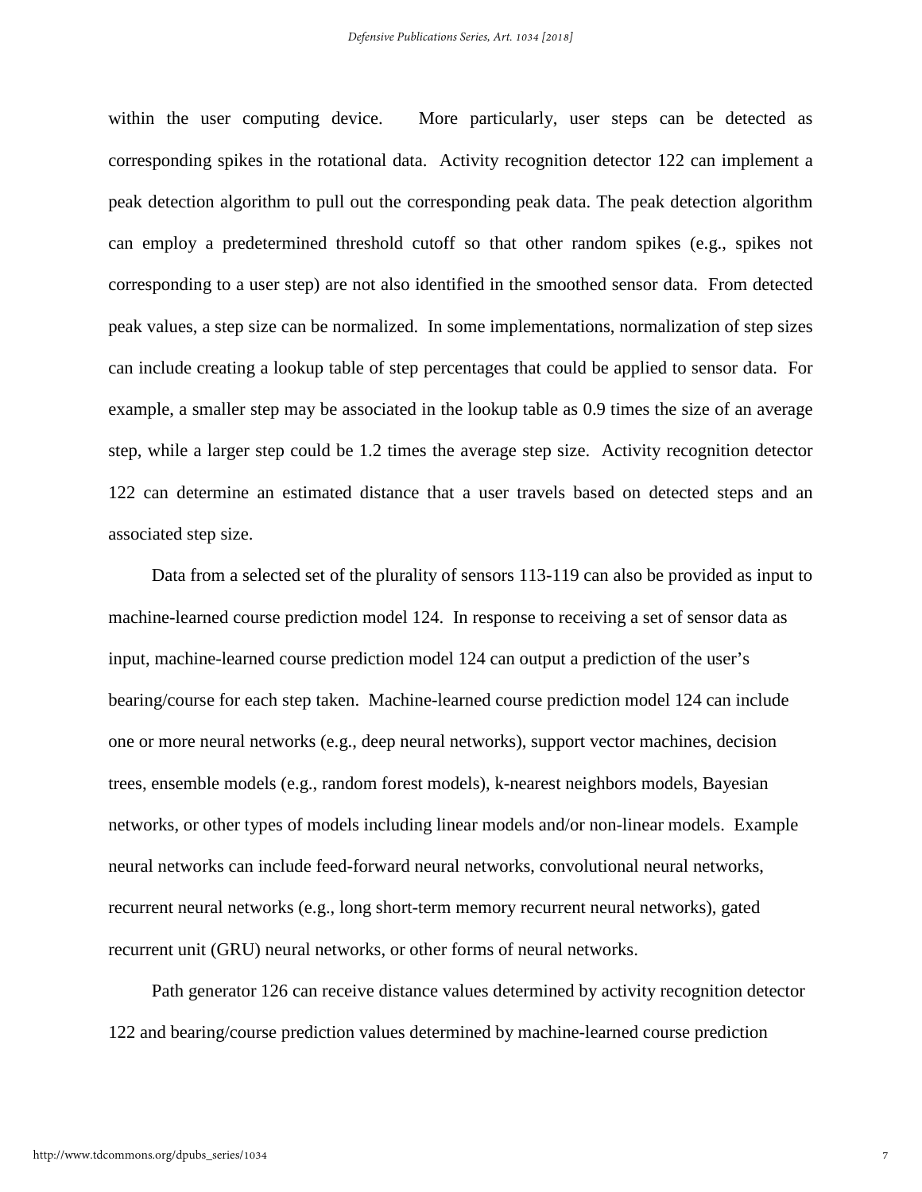within the user computing device. More particularly, user steps can be detected as corresponding spikes in the rotational data. Activity recognition detector 122 can implement a peak detection algorithm to pull out the corresponding peak data. The peak detection algorithm can employ a predetermined threshold cutoff so that other random spikes (e.g., spikes not corresponding to a user step) are not also identified in the smoothed sensor data. From detected peak values, a step size can be normalized. In some implementations, normalization of step sizes can include creating a lookup table of step percentages that could be applied to sensor data. For example, a smaller step may be associated in the lookup table as 0.9 times the size of an average step, while a larger step could be 1.2 times the average step size. Activity recognition detector 122 can determine an estimated distance that a user travels based on detected steps and an associated step size.

Data from a selected set of the plurality of sensors 113-119 can also be provided as input to machine-learned course prediction model 124. In response to receiving a set of sensor data as input, machine-learned course prediction model 124 can output a prediction of the user's bearing/course for each step taken. Machine-learned course prediction model 124 can include one or more neural networks (e.g., deep neural networks), support vector machines, decision trees, ensemble models (e.g., random forest models), k-nearest neighbors models, Bayesian networks, or other types of models including linear models and/or non-linear models. Example neural networks can include feed-forward neural networks, convolutional neural networks, recurrent neural networks (e.g., long short-term memory recurrent neural networks), gated recurrent unit (GRU) neural networks, or other forms of neural networks.

Path generator 126 can receive distance values determined by activity recognition detector 122 and bearing/course prediction values determined by machine-learned course prediction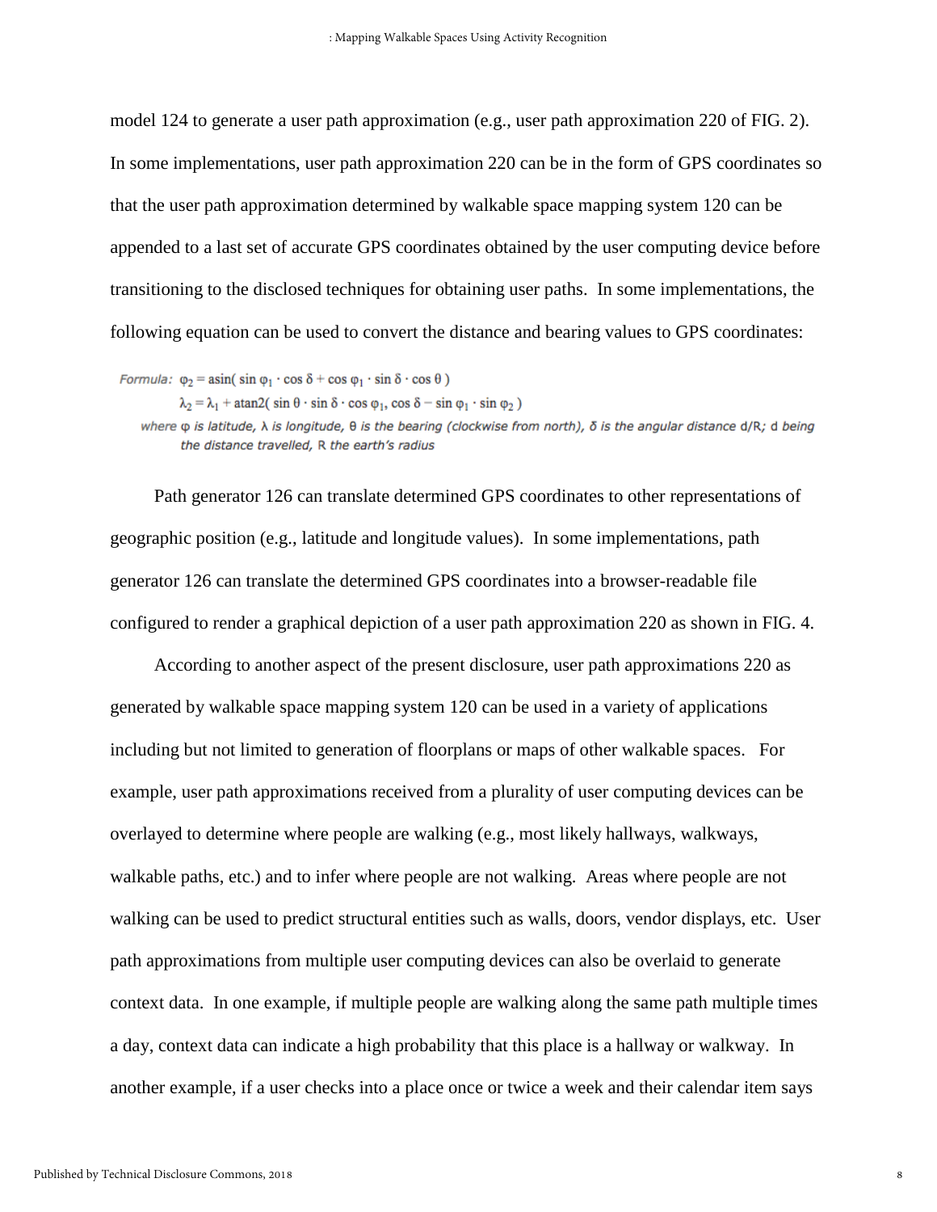model 124 to generate a user path approximation (e.g., user path approximation 220 of FIG. 2). In some implementations, user path approximation 220 can be in the form of GPS coordinates so that the user path approximation determined by walkable space mapping system 120 can be appended to a last set of accurate GPS coordinates obtained by the user computing device before transitioning to the disclosed techniques for obtaining user paths. In some implementations, the following equation can be used to convert the distance and bearing values to GPS coordinates:

*Formula:* $\varphi_2 = \text{asin}(\sin\varphi_1 \cdot \cos\delta + \cos\varphi_1 \cdot \sin\delta \cdot \cos\theta)$

$\lambda_2 = \lambda_1 + \text{atan2}(\sin\theta \cdot \sin\delta \cdot \cos\varphi_1, \cos\delta - \sin\varphi_1 \cdot \sin\varphi_2)$

*where $\varphi$ is latitude, $\lambda$ is longitude, $\theta$ is the bearing (clockwise from north), $\delta$ is the angular distance d/R; d being the distance travelled, R the earth's radius*

Path generator 126 can translate determined GPS coordinates to other representations of geographic position (e.g., latitude and longitude values). In some implementations, path generator 126 can translate the determined GPS coordinates into a browser-readable file configured to render a graphical depiction of a user path approximation 220 as shown in FIG. 4.

According to another aspect of the present disclosure, user path approximations 220 as generated by walkable space mapping system 120 can be used in a variety of applications including but not limited to generation of floorplans or maps of other walkable spaces. For example, user path approximations received from a plurality of user computing devices can be overlayed to determine where people are walking (e.g., most likely hallways, walkways, walkable paths, etc.) and to infer where people are not walking. Areas where people are not walking can be used to predict structural entities such as walls, doors, vendor displays, etc. User path approximations from multiple user computing devices can also be overlaid to generate context data. In one example, if multiple people are walking along the same path multiple times a day, context data can indicate a high probability that this place is a hallway or walkway. In another example, if a user checks into a place once or twice a week and their calendar item says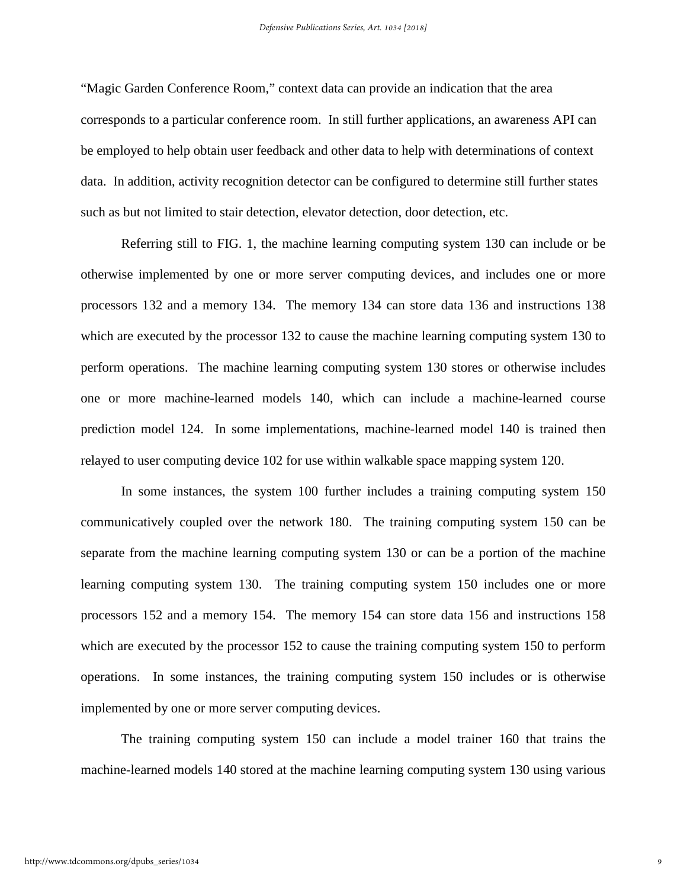"Magic Garden Conference Room," context data can provide an indication that the area corresponds to a particular conference room. In still further applications, an awareness API can be employed to help obtain user feedback and other data to help with determinations of context data. In addition, activity recognition detector can be configured to determine still further states such as but not limited to stair detection, elevator detection, door detection, etc.

Referring still to FIG. 1, the machine learning computing system 130 can include or be otherwise implemented by one or more server computing devices, and includes one or more processors 132 and a memory 134. The memory 134 can store data 136 and instructions 138 which are executed by the processor 132 to cause the machine learning computing system 130 to perform operations. The machine learning computing system 130 stores or otherwise includes one or more machine-learned models 140, which can include a machine-learned course prediction model 124. In some implementations, machine-learned model 140 is trained then relayed to user computing device 102 for use within walkable space mapping system 120.

In some instances, the system 100 further includes a training computing system 150 communicatively coupled over the network 180. The training computing system 150 can be separate from the machine learning computing system 130 or can be a portion of the machine learning computing system 130. The training computing system 150 includes one or more processors 152 and a memory 154. The memory 154 can store data 156 and instructions 158 which are executed by the processor 152 to cause the training computing system 150 to perform operations. In some instances, the training computing system 150 includes or is otherwise implemented by one or more server computing devices.

The training computing system 150 can include a model trainer 160 that trains the machine-learned models 140 stored at the machine learning computing system 130 using various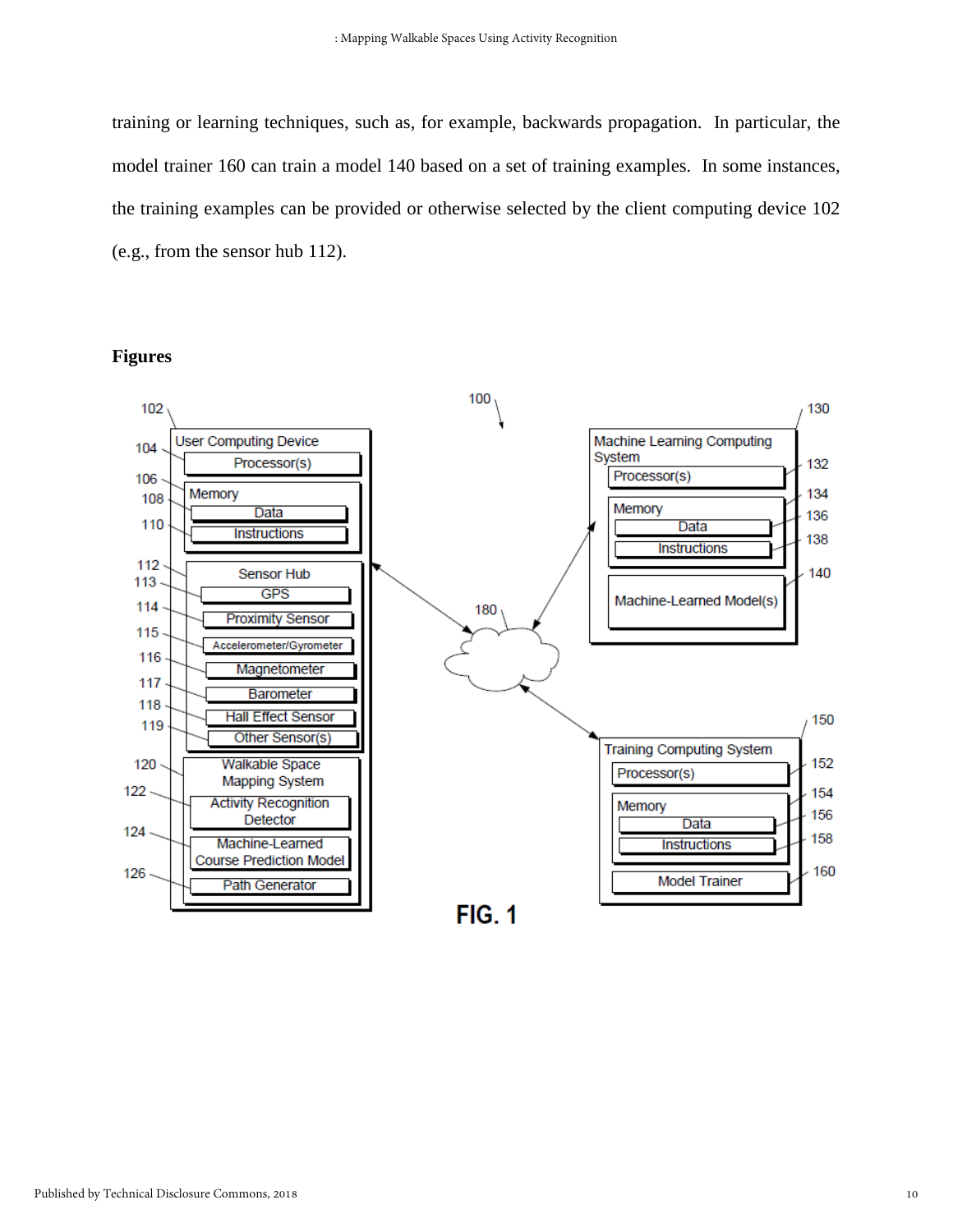training or learning techniques, such as, for example, backwards propagation. In particular, the model trainer 160 can train a model 140 based on a set of training examples. In some instances, the training examples can be provided or otherwise selected by the client computing device 102 (e.g., from the sensor hub 112).

**Figures**

FIG. 1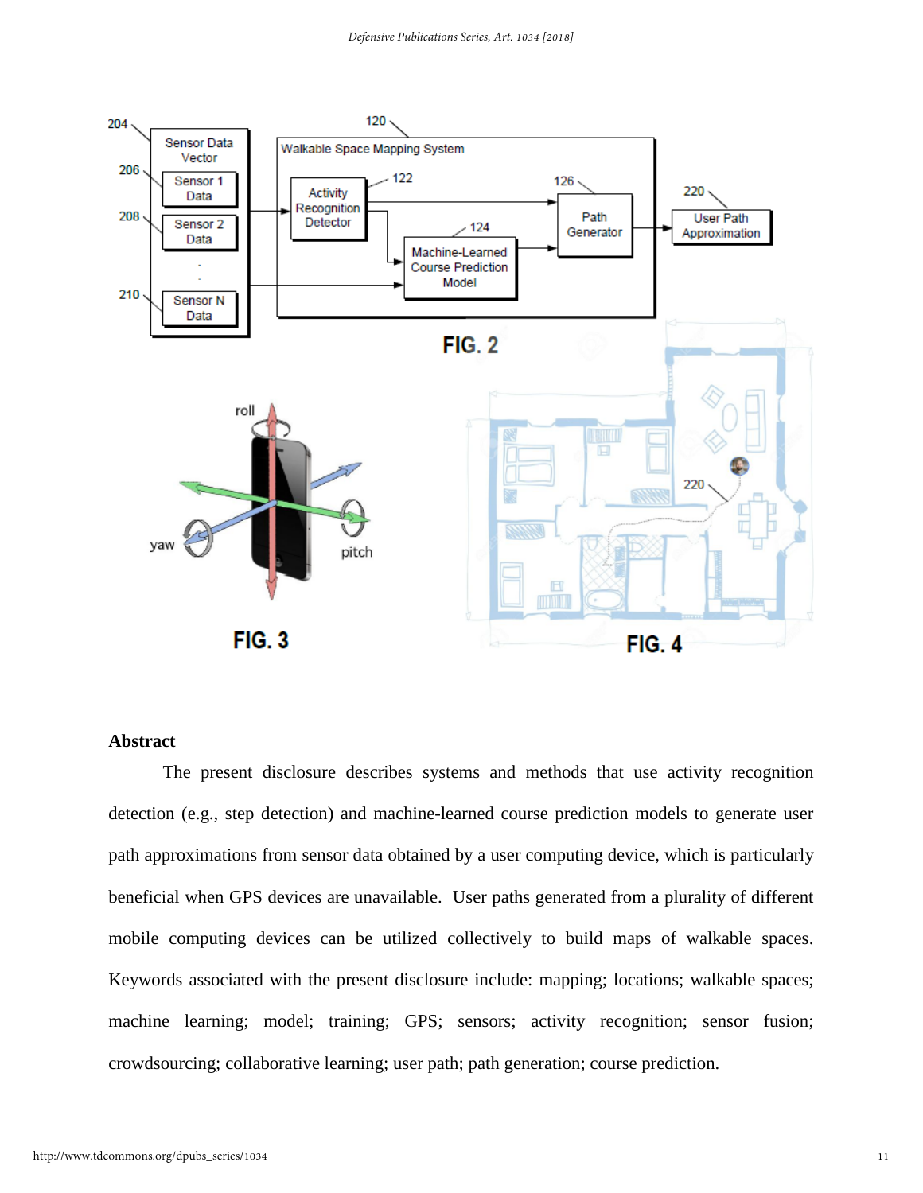204

Sensor Data Vector

206

Sensor 1 Data

208

Sensor 2 Data

210

Sensor N Data

120

Walkable Space Mapping System

122

Activity Recognition Detector

124

Machine-Learned Course Prediction Model

126

Path Generator

220

User Path Approximation

FIG. 2

roll

yaw

pitch

FIG. 3

220

FIG. 4

**Abstract**

The present disclosure describes systems and methods that use activity recognition detection (e.g., step detection) and machine-learned course prediction models to generate user path approximations from sensor data obtained by a user computing device, which is particularly beneficial when GPS devices are unavailable. User paths generated from a plurality of different mobile computing devices can be utilized collectively to build maps of walkable spaces. Keywords associated with the present disclosure include: mapping; locations; walkable spaces; machine learning; model; training; GPS; sensors; activity recognition; sensor fusion; crowdsourcing; collaborative learning; user path; path generation; course prediction.